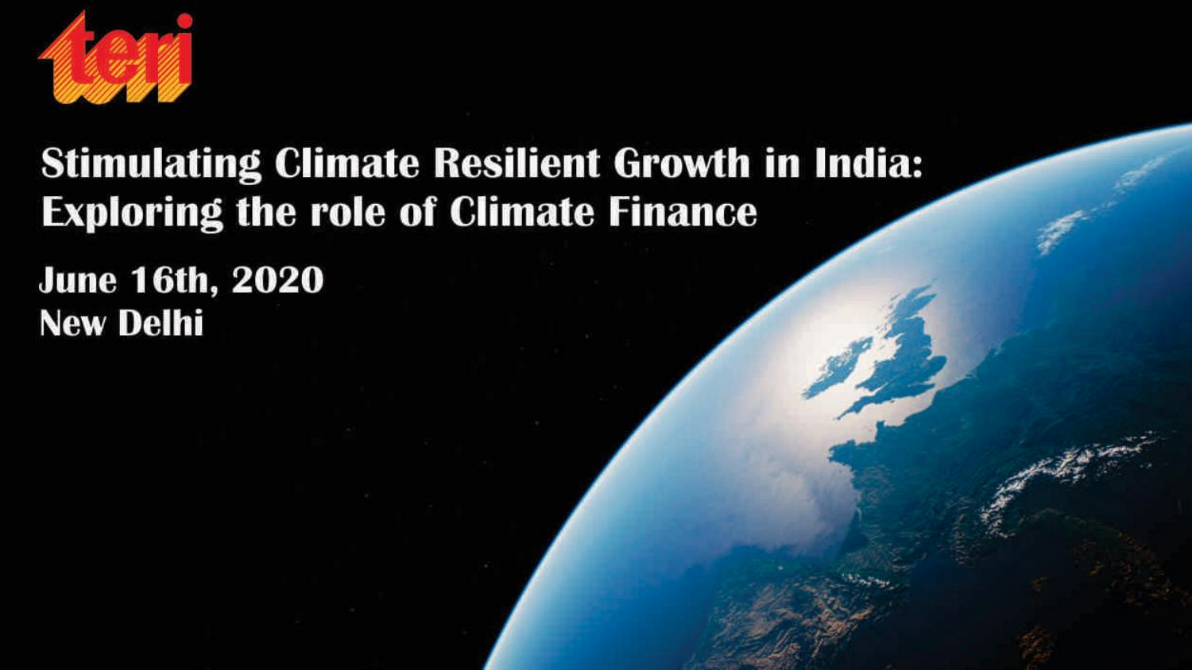teri

# Stimulating Climate Resilient Growth in India: Exploring the role of Climate Finance

**June 16th, 2020**
**New Delhi**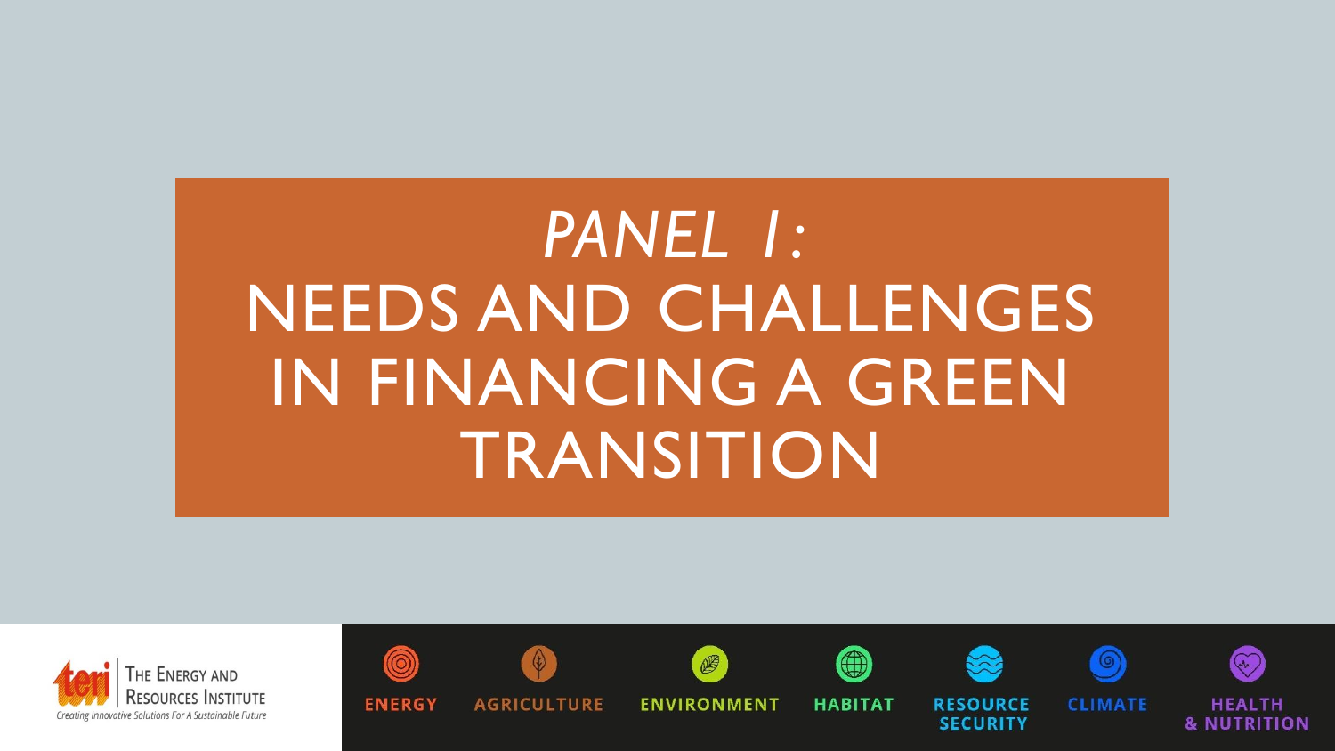# *PANEL 1:*
# NEEDS AND CHALLENGES IN FINANCING A GREEN TRANSITION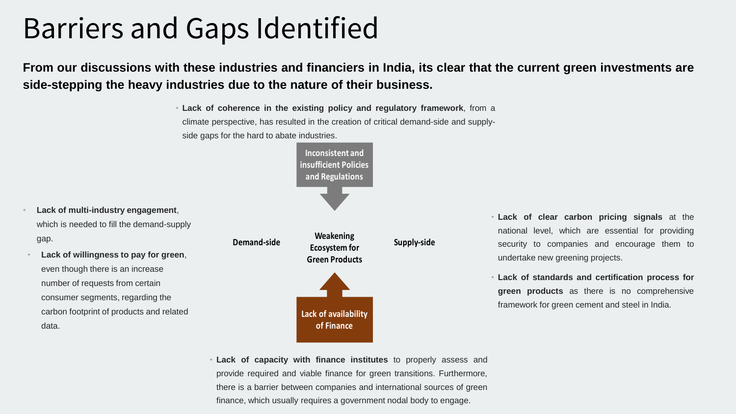# Barriers and Gaps Identified

**From our discussions with these industries and financiers in India, its clear that the current green investments are side-stepping the heavy industries due to the nature of their business.**

- **Lack of coherence in the existing policy and regulatory framework**, from a climate perspective, has resulted in the creation of critical demand-side and supply-side gaps for the hard to abate industries.

**Inconsistent and insufficient Policies and Regulations**

**Demand-side** | **Weakening Ecosystem for Green Products** | **Supply-side**

**Lack of availability of Finance**

- **Lack of multi-industry engagement**, which is needed to fill the demand-supply gap.
- **Lack of willingness to pay for green**, even though there is an increase number of requests from certain consumer segments, regarding the carbon footprint of products and related data.

- **Lack of clear carbon pricing signals** at the national level, which are essential for providing security to companies and encourage them to undertake new greening projects.
- **Lack of standards and certification process for green products** as there is no comprehensive framework for green cement and steel in India.

- **Lack of capacity with finance institutes** to properly assess and provide required and viable finance for green transitions. Furthermore, there is a barrier between companies and international sources of green finance, which usually requires a government nodal body to engage.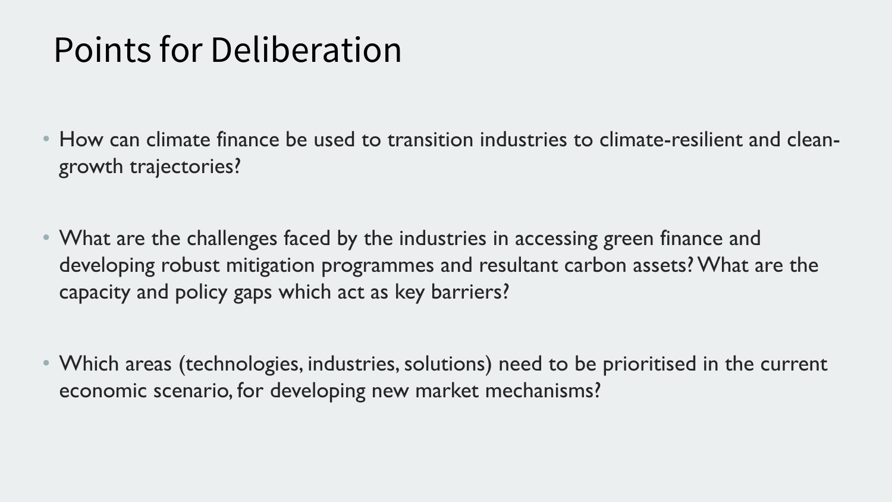# Points for Deliberation

- How can climate finance be used to transition industries to climate-resilient and clean-growth trajectories?

- What are the challenges faced by the industries in accessing green finance and developing robust mitigation programmes and resultant carbon assets? What are the capacity and policy gaps which act as key barriers?

- Which areas (technologies, industries, solutions) need to be prioritised in the current economic scenario, for developing new market mechanisms?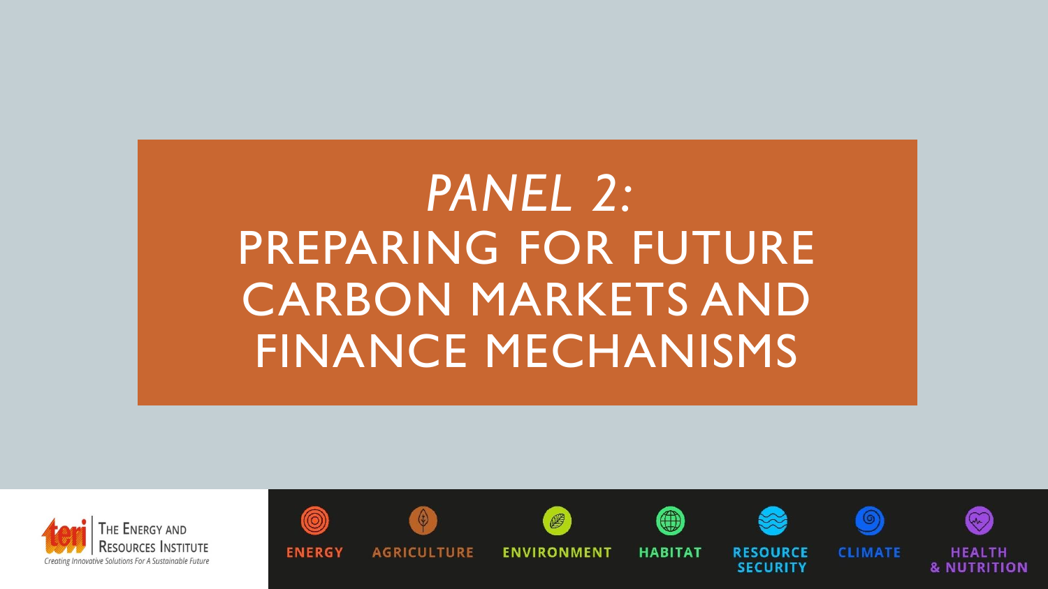# *PANEL 2:* PREPARING FOR FUTURE CARBON MARKETS AND FINANCE MECHANISMS

THE ENERGY AND RESOURCES INSTITUTE
*Creating Innovative Solutions For A Sustainable Future*

ENERGY | AGRICULTURE | ENVIRONMENT | HABITAT | RESOURCE SECURITY | CLIMATE | HEALTH & NUTRITION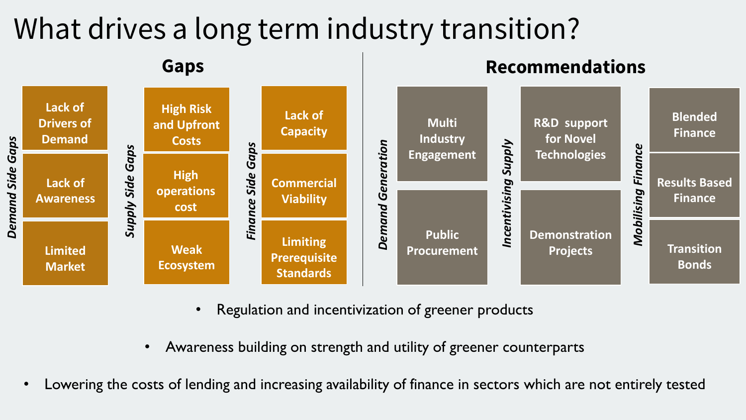# What drives a long term industry transition?

## Gaps

| *Demand Side Gaps* | *Supply Side Gaps* | *Finance Side Gaps* |
| --- | --- | --- |
| Lack of Drivers of Demand | High Risk and Upfront Costs | Lack of Capacity |
| Lack of Awareness | High operations cost | Commercial Viability |
| Limited Market | Weak Ecosystem | Limiting Prerequisite Standards |

## Recommendations

| *Demand Generation* | *Incentivising Supply* | *Mobilising Finance* |
| --- | --- | --- |
| Multi Industry Engagement | R&D support for Novel Technologies | Blended Finance |
| Public Procurement | Demonstration Projects | Results Based Finance |
| | | Transition Bonds |

- Regulation and incentivization of greener products
- Awareness building on strength and utility of greener counterparts
- Lowering the costs of lending and increasing availability of finance in sectors which are not entirely tested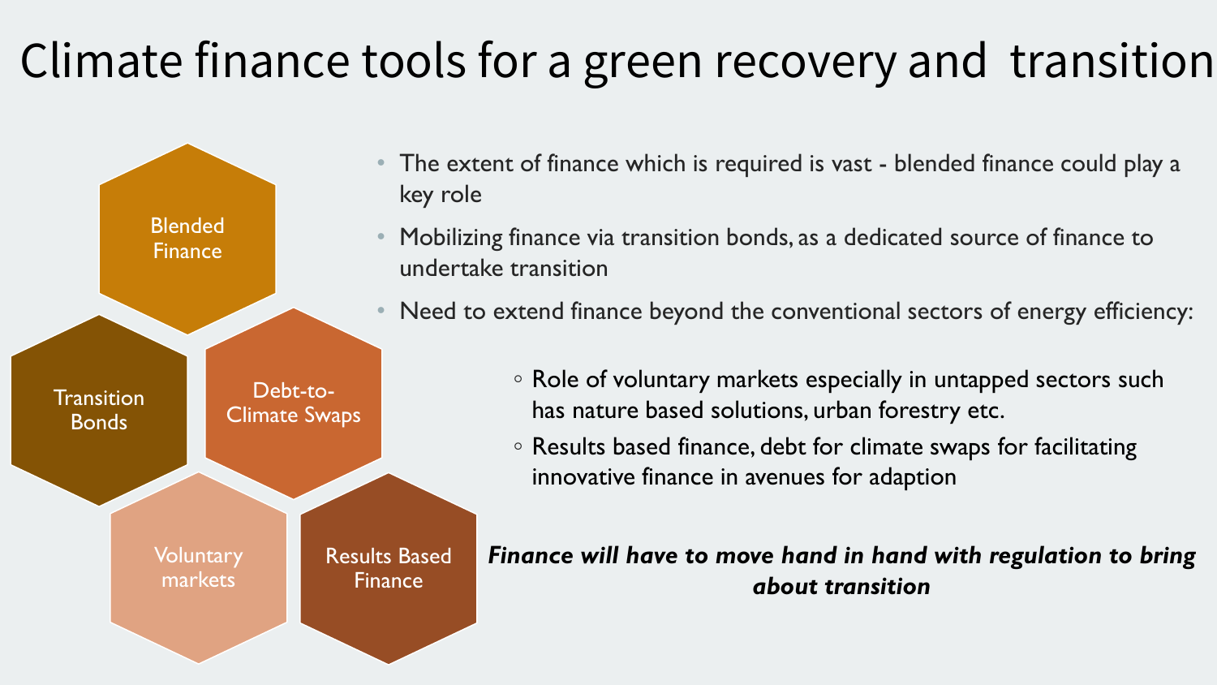# Climate finance tools for a green recovery and transition

- Blended Finance
- Transition Bonds
- Debt-to-Climate Swaps
- Voluntary markets
- Results Based Finance

- The extent of finance which is required is vast - blended finance could play a key role
- Mobilizing finance via transition bonds, as a dedicated source of finance to undertake transition
- Need to extend finance beyond the conventional sectors of energy efficiency:
  - Role of voluntary markets especially in untapped sectors such has nature based solutions, urban forestry etc.
  - Results based finance, debt for climate swaps for facilitating innovative finance in avenues for adaption

***Finance will have to move hand in hand with regulation to bring about transition***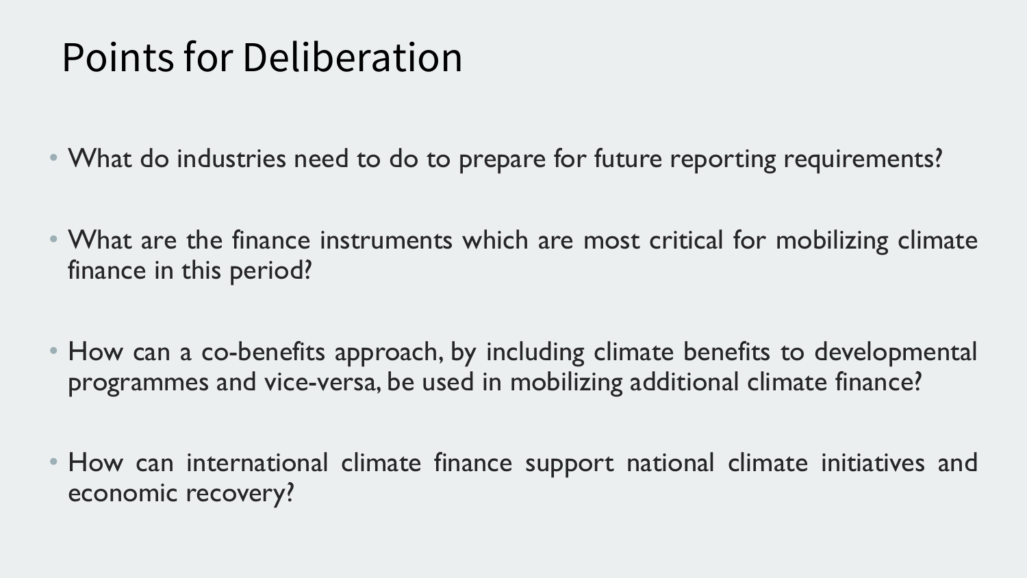# Points for Deliberation

- What do industries need to do to prepare for future reporting requirements?
- What are the finance instruments which are most critical for mobilizing climate finance in this period?
- How can a co-benefits approach, by including climate benefits to developmental programmes and vice-versa, be used in mobilizing additional climate finance?
- How can international climate finance support national climate initiatives and economic recovery?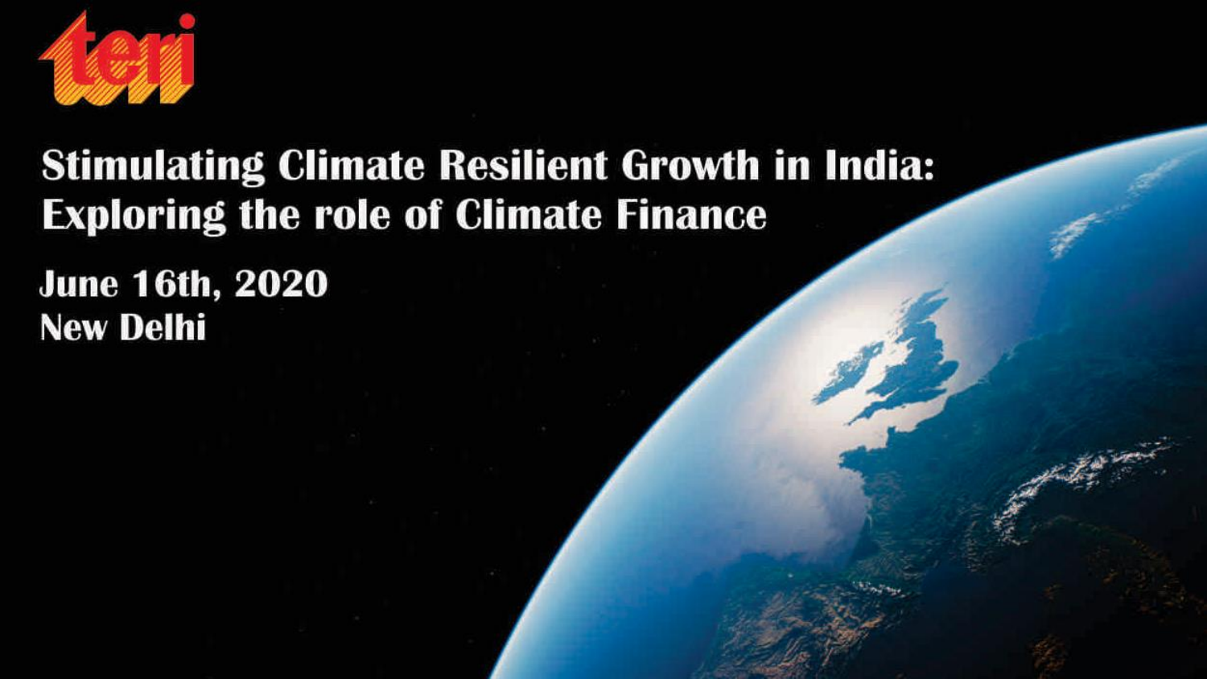teri

# Stimulating Climate Resilient Growth in India: Exploring the role of Climate Finance

**June 16th, 2020**
**New Delhi**